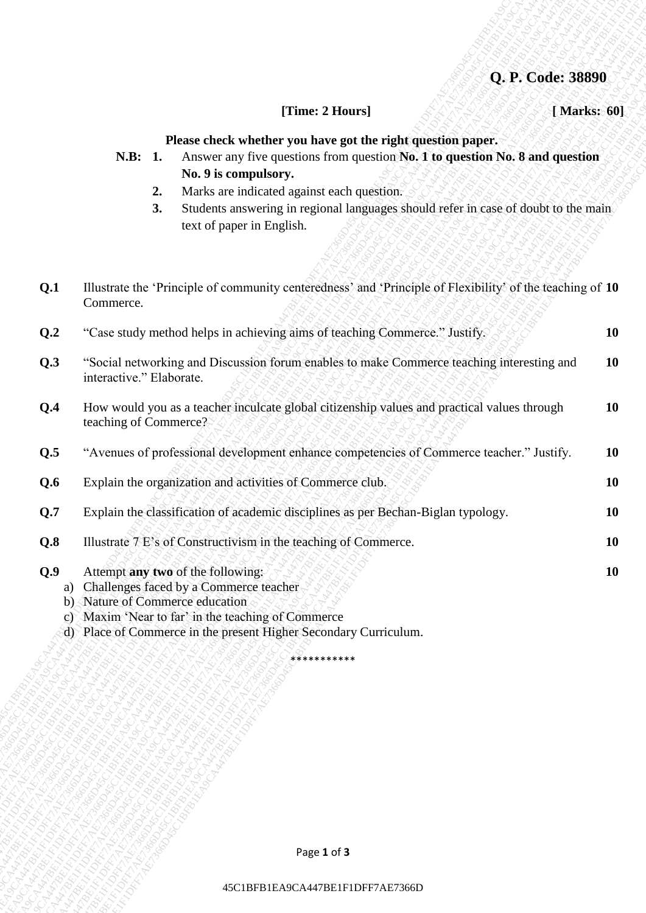**Q. P. Code: 38890**

**[Time: 2 Hours]** **[ Marks: 60]**

**Please check whether you have got the right question paper.**

**N.B:**
1. Answer any five questions from question **No. 1 to question No. 8 and question No. 9 is compulsory.**
2. Marks are indicated against each question.
3. Students answering in regional languages should refer in case of doubt to the main text of paper in English.

| | | |
|---|---|---|
| **Q.1** | Illustrate the 'Principle of community centeredness' and 'Principle of Flexibility' of the teaching of Commerce. | **10** |
| **Q.2** | "Case study method helps in achieving aims of teaching Commerce." Justify. | **10** |
| **Q.3** | "Social networking and Discussion forum enables to make Commerce teaching interesting and interactive." Elaborate. | **10** |
| **Q.4** | How would you as a teacher inculcate global citizenship values and practical values through teaching of Commerce? | **10** |
| **Q.5** | "Avenues of professional development enhance competencies of Commerce teacher." Justify. | **10** |
| **Q.6** | Explain the organization and activities of Commerce club. | **10** |
| **Q.7** | Explain the classification of academic disciplines as per Bechan-Biglan typology. | **10** |
| **Q.8** | Illustrate 7 E's of Constructivism in the teaching of Commerce. | **10** |
| **Q.9** | Attempt **any two** of the following: | **10** |

a) Challenges faced by a Commerce teacher
b) Nature of Commerce education
c) Maxim 'Near to far' in the teaching of Commerce
d) Place of Commerce in the present Higher Secondary Curriculum.

***********

45C1BFB1EA9CA447BE1F1DFF7AE7366D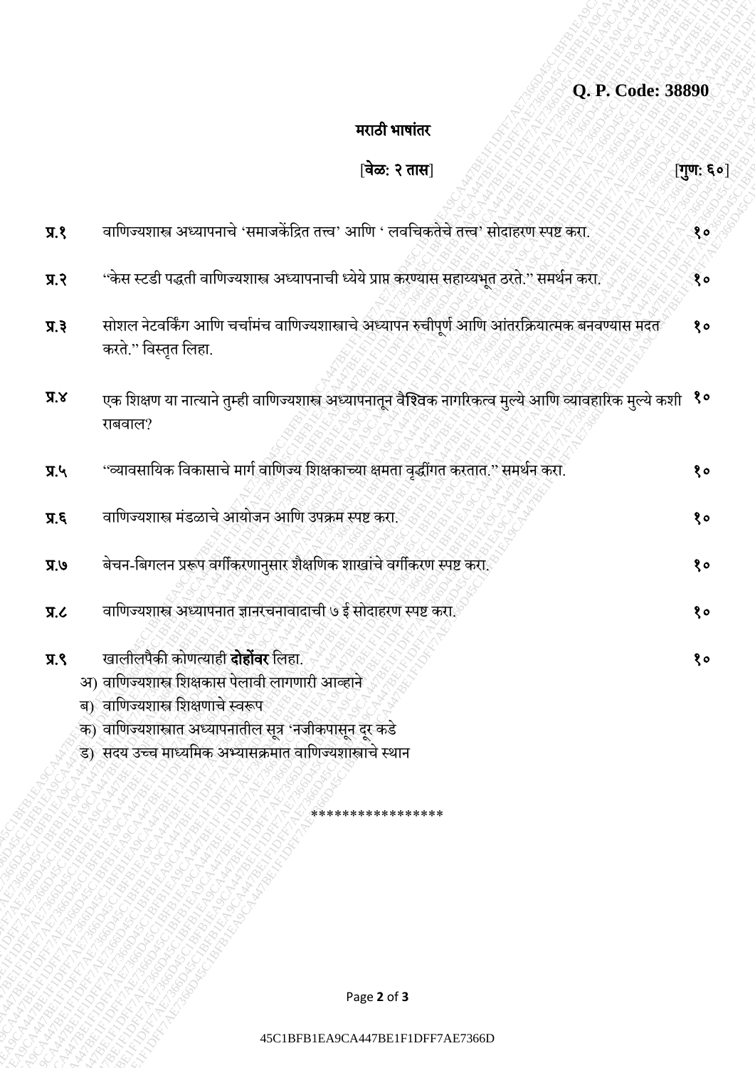**Q. P. Code: 38890**

## मराठी भाषांतर

[**वेळ: २ तास**] [**गुण: ६०**]

| | | |
|---|---|---|
| **प्र.१** | वाणिज्यशास्त्र अध्यापनाचे 'समाजकेंद्रित तत्त्व' आणि ' लवचिकतेचे तत्त्व' सोदाहरण स्पष्ट करा. | १० |
| **प्र.२** | "केस स्टडी पद्धती वाणिज्यशास्त्र अध्यापनाची ध्येये प्राप्त करण्यास सहाय्यभूत ठरते." समर्थन करा. | १० |
| **प्र.३** | सोशल नेटवर्किंग आणि चर्चामंच वाणिज्यशास्त्राचे अध्यापन रुचीपूर्ण आणि आंतरक्रियात्मक बनवण्यास मदत करते." विस्तृत लिहा. | १० |
| **प्र.४** | एक शिक्षण या नात्याने तुम्ही वाणिज्यशास्त्र अध्यापनातून वैश्विक नागरिकत्व मुल्ये आणि व्यावहारिक मुल्ये कशी राबवाल? | १० |
| **प्र.५** | "व्यावसायिक विकासाचे मार्ग वाणिज्य शिक्षकाच्या क्षमता वृद्धींगत करतात." समर्थन करा. | १० |
| **प्र.६** | वाणिज्यशास्त्र मंडळाचे आयोजन आणि उपक्रम स्पष्ट करा. | १० |
| **प्र.७** | बेचन-बिगलन प्ररूप वर्गीकरणानुसार शैक्षणिक शाखांचे वर्गीकरण स्पष्ट करा. | १० |
| **प्र.८** | वाणिज्यशास्त्र अध्यापनात ज्ञानरचनावादाची ७ ई सोदाहरण स्पष्ट करा. | १० |
| **प्र.९** | खालीलपैकी कोणत्याही **दोहोंवर** लिहा. | १० |

अ) वाणिज्यशास्त्र शिक्षकास पेलावी लागणारी आव्हाने

ब) वाणिज्यशास्त्र शिक्षणाचे स्वरूप

क) वाणिज्यशास्त्रात अध्यापनातील सूत्र 'नजीकपासून दूर कडे

ड) सदय उच्च माध्यमिक अभ्यासक्रमात वाणिज्यशास्त्राचे स्थान

\*\*\*\*\*\*\*\*\*\*\*\*\*\*\*\*\*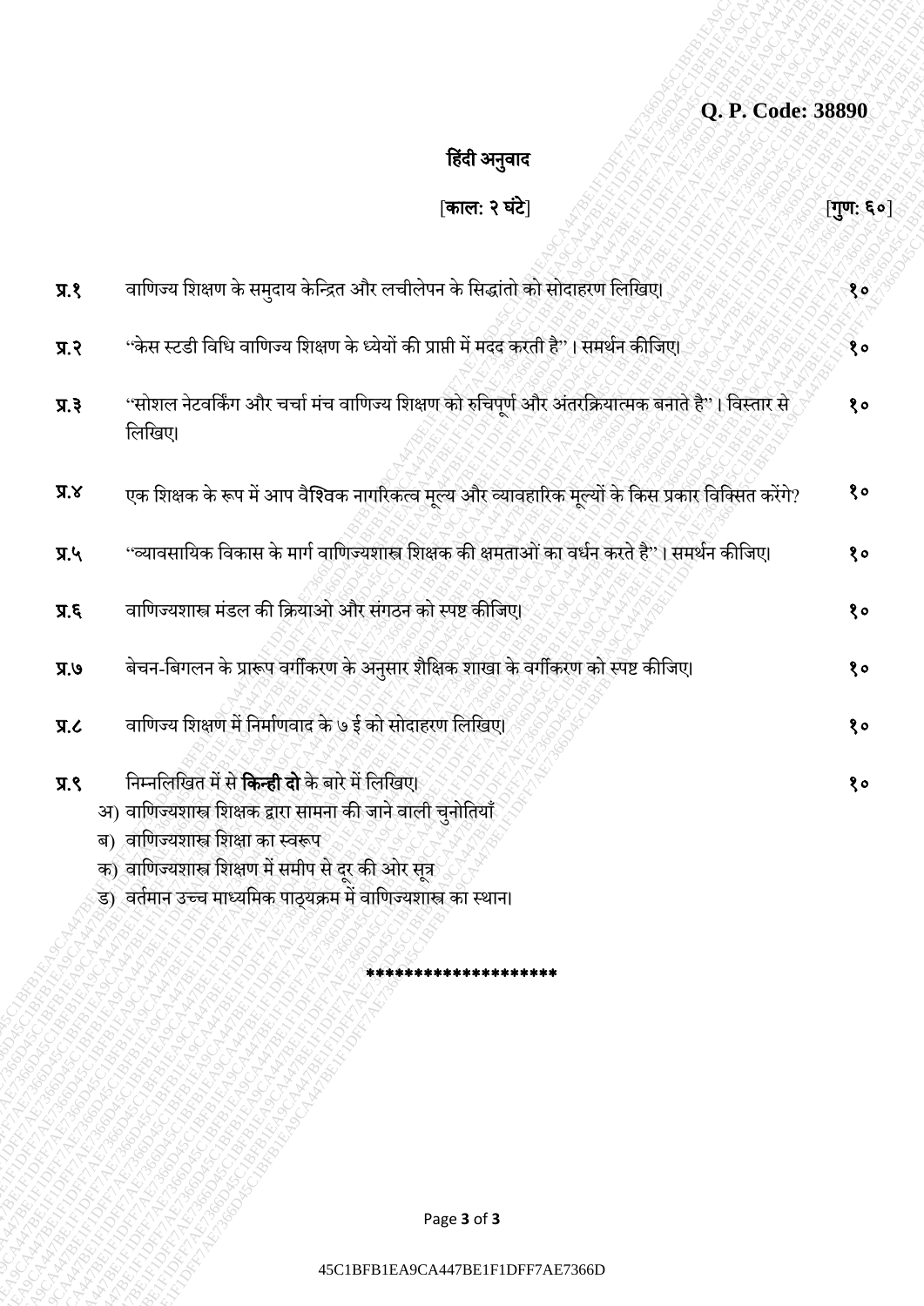**Q. P. Code: 38890**

## हिंदी अनुवाद

[**काल: २ घंटे**] [**गुण: ६०**]

| | | |
|---|---|---|
| **प्र.१** | वाणिज्य शिक्षण के समुदाय केन्द्रित और लचीलेपन के सिद्धांतो को सोदाहरण लिखिए। | १० |
| **प्र.२** | "केस स्टडी विधि वाणिज्य शिक्षण के ध्येयों की प्राप्ती में मदद करती है"। समर्थन कीजिए। | १० |
| **प्र.३** | "सोशल नेटवर्किंग और चर्चा मंच वाणिज्य शिक्षण को रुचिपूर्ण और अंतरक्रियात्मक बनाते है"। विस्तार से लिखिए। | १० |
| **प्र.४** | एक शिक्षक के रूप में आप वैश्विक नागरिकत्व मूल्य और व्यावहारिक मूल्यों के किस प्रकार विक्सित करेंगे? | १० |
| **प्र.५** | "व्यावसायिक विकास के मार्ग वाणिज्यशास्त्र शिक्षक की क्षमताओं का वर्धन करते है"। समर्थन कीजिए। | १० |
| **प्र.६** | वाणिज्यशास्त्र मंडल की क्रियाओ और संगठन को स्पष्ट कीजिए। | १० |
| **प्र.७** | बेचन-बिगलन के प्रारूप वर्गीकरण के अनुसार शैक्षिक शाखा के वर्गीकरण को स्पष्ट कीजिए। | १० |
| **प्र.८** | वाणिज्य शिक्षण में निर्माणवाद के ७ ई को सोदाहरण लिखिए। | १० |
| **प्र.९** | निम्नलिखित में से **किन्ही दो** के बारे में लिखिए। | १० |

अ) वाणिज्यशास्त्र शिक्षक द्वारा सामना की जाने वाली चुनोतियाँ

ब) वाणिज्यशास्त्र शिक्षा का स्वरूप

क) वाणिज्यशास्त्र शिक्षण में समीप से दूर की ओर सूत्र

ड) वर्तमान उच्च माध्यमिक पाठ्यक्रम में वाणिज्यशास्त्र का स्थान।

*******************

45C1BFB1EA9CA447BE1F1DFF7AE7366D